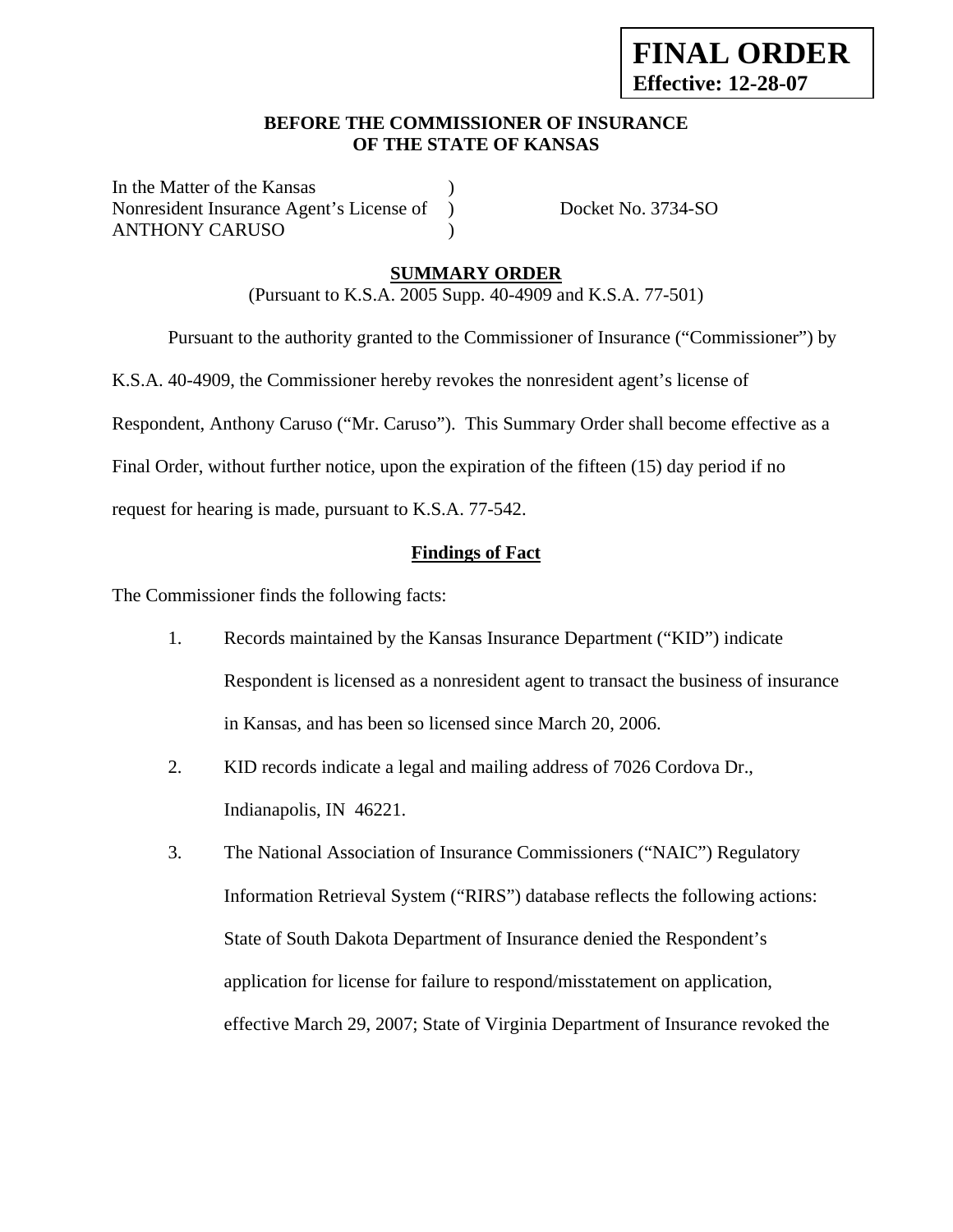**FINAL ORDER**
**Effective: 12-28-07**

**BEFORE THE COMMISSIONER OF INSURANCE**
**OF THE STATE OF KANSAS**

In the Matter of the Kansas )
Nonresident Insurance Agent's License of ) Docket No. 3734-SO
ANTHONY CARUSO )

**SUMMARY ORDER**
(Pursuant to K.S.A. 2005 Supp. 40-4909 and K.S.A. 77-501)

Pursuant to the authority granted to the Commissioner of Insurance ("Commissioner") by K.S.A. 40-4909, the Commissioner hereby revokes the nonresident agent's license of Respondent, Anthony Caruso ("Mr. Caruso"). This Summary Order shall become effective as a Final Order, without further notice, upon the expiration of the fifteen (15) day period if no request for hearing is made, pursuant to K.S.A. 77-542.

**Findings of Fact**

The Commissioner finds the following facts:

1. Records maintained by the Kansas Insurance Department ("KID") indicate Respondent is licensed as a nonresident agent to transact the business of insurance in Kansas, and has been so licensed since March 20, 2006.

2. KID records indicate a legal and mailing address of 7026 Cordova Dr., Indianapolis, IN 46221.

3. The National Association of Insurance Commissioners ("NAIC") Regulatory Information Retrieval System ("RIRS") database reflects the following actions: State of South Dakota Department of Insurance denied the Respondent's application for license for failure to respond/misstatement on application, effective March 29, 2007; State of Virginia Department of Insurance revoked the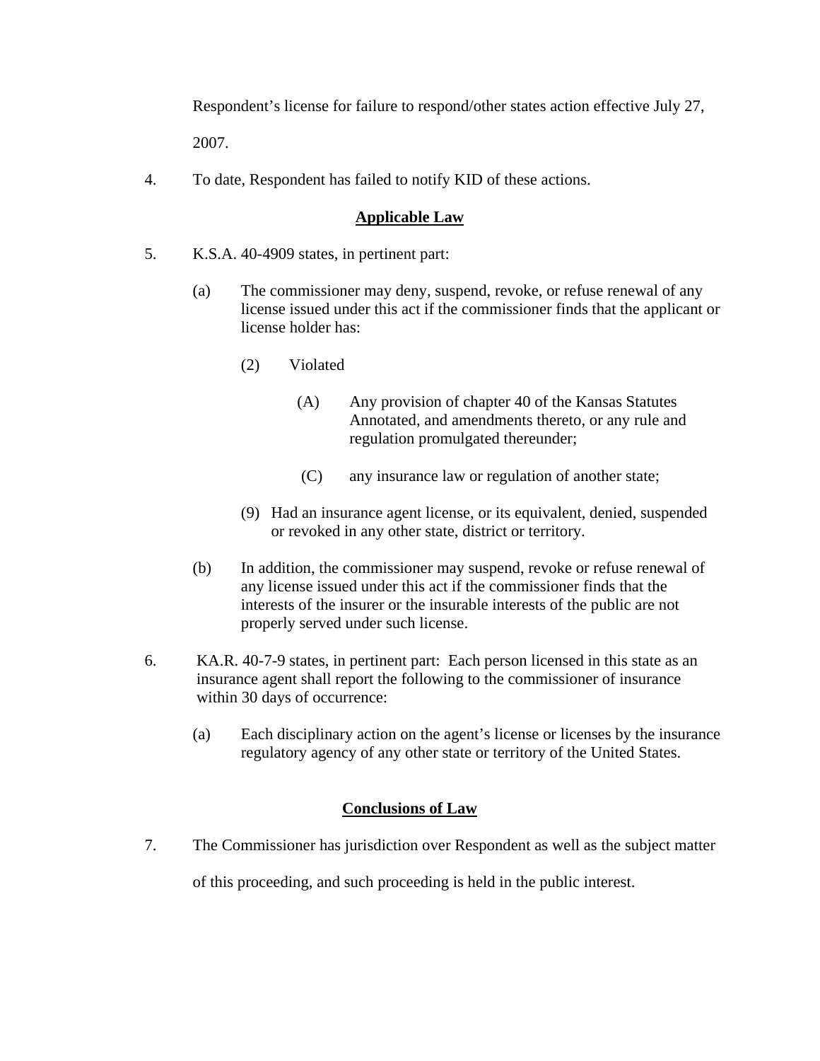Respondent's license for failure to respond/other states action effective July 27, 2007.

4. To date, Respondent has failed to notify KID of these actions.

## Applicable Law

5. K.S.A. 40-4909 states, in pertinent part:

   (a) The commissioner may deny, suspend, revoke, or refuse renewal of any license issued under this act if the commissioner finds that the applicant or license holder has:

      (2) Violated

         (A) Any provision of chapter 40 of the Kansas Statutes Annotated, and amendments thereto, or any rule and regulation promulgated thereunder;

         (C) any insurance law or regulation of another state;

      (9) Had an insurance agent license, or its equivalent, denied, suspended or revoked in any other state, district or territory.

   (b) In addition, the commissioner may suspend, revoke or refuse renewal of any license issued under this act if the commissioner finds that the interests of the insurer or the insurable interests of the public are not properly served under such license.

6. KA.R. 40-7-9 states, in pertinent part: Each person licensed in this state as an insurance agent shall report the following to the commissioner of insurance within 30 days of occurrence:

   (a) Each disciplinary action on the agent's license or licenses by the insurance regulatory agency of any other state or territory of the United States.

## Conclusions of Law

7. The Commissioner has jurisdiction over Respondent as well as the subject matter of this proceeding, and such proceeding is held in the public interest.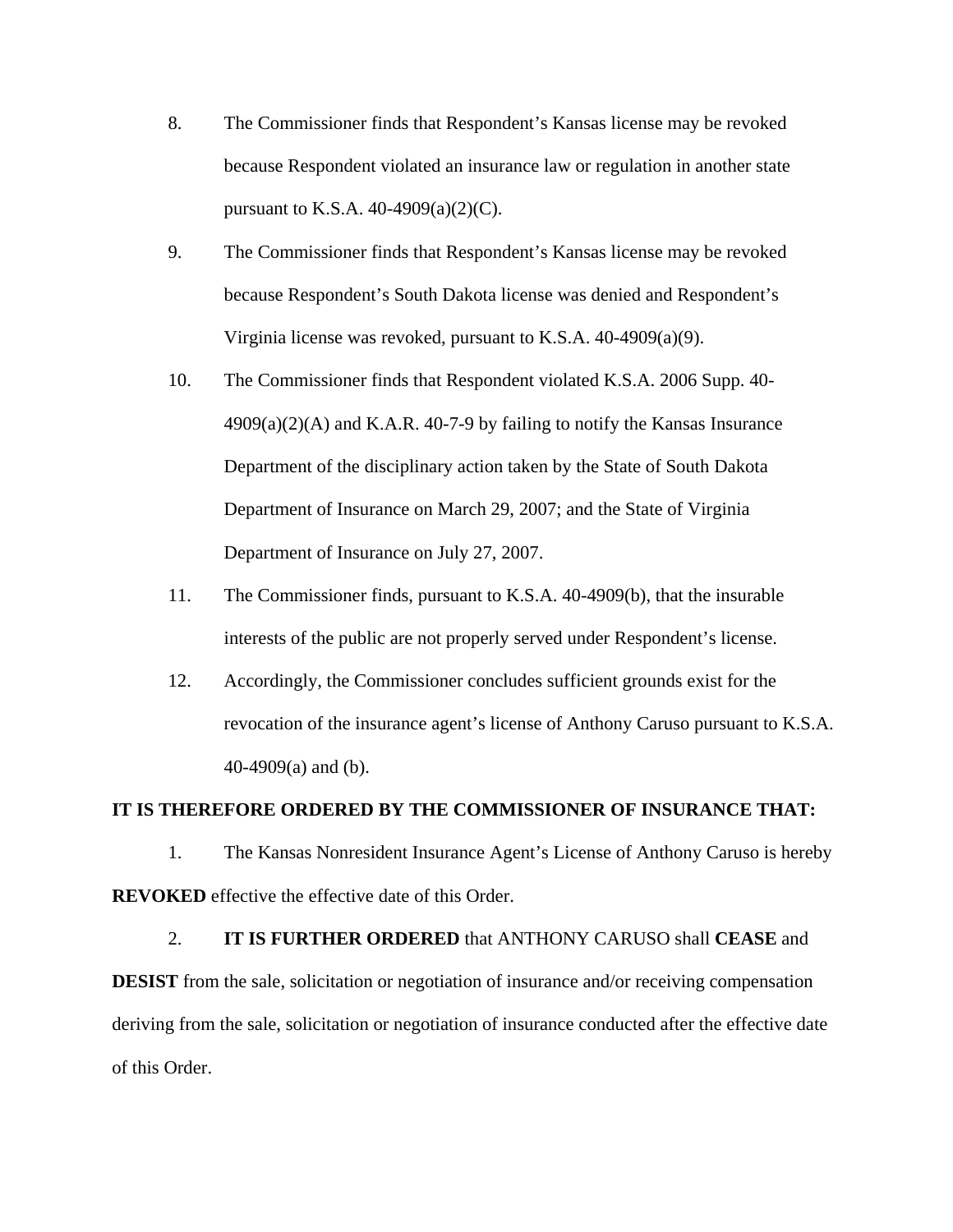8. The Commissioner finds that Respondent's Kansas license may be revoked because Respondent violated an insurance law or regulation in another state pursuant to K.S.A. 40-4909(a)(2)(C).

9. The Commissioner finds that Respondent's Kansas license may be revoked because Respondent's South Dakota license was denied and Respondent's Virginia license was revoked, pursuant to K.S.A. 40-4909(a)(9).

10. The Commissioner finds that Respondent violated K.S.A. 2006 Supp. 40-4909(a)(2)(A) and K.A.R. 40-7-9 by failing to notify the Kansas Insurance Department of the disciplinary action taken by the State of South Dakota Department of Insurance on March 29, 2007; and the State of Virginia Department of Insurance on July 27, 2007.

11. The Commissioner finds, pursuant to K.S.A. 40-4909(b), that the insurable interests of the public are not properly served under Respondent's license.

12. Accordingly, the Commissioner concludes sufficient grounds exist for the revocation of the insurance agent's license of Anthony Caruso pursuant to K.S.A. 40-4909(a) and (b).

**IT IS THEREFORE ORDERED BY THE COMMISSIONER OF INSURANCE THAT:**

1. The Kansas Nonresident Insurance Agent's License of Anthony Caruso is hereby **REVOKED** effective the effective date of this Order.

2. **IT IS FURTHER ORDERED** that ANTHONY CARUSO shall **CEASE** and **DESIST** from the sale, solicitation or negotiation of insurance and/or receiving compensation deriving from the sale, solicitation or negotiation of insurance conducted after the effective date of this Order.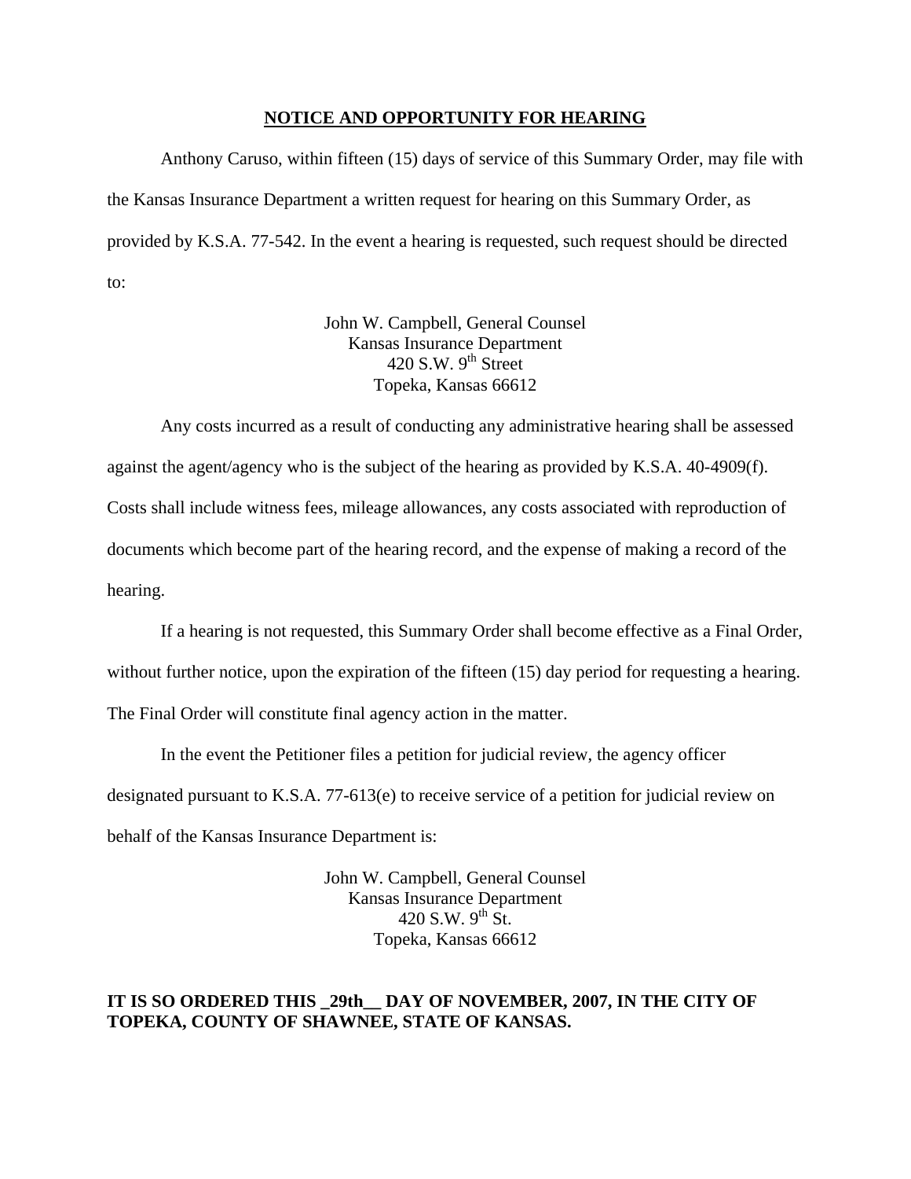## NOTICE AND OPPORTUNITY FOR HEARING

Anthony Caruso, within fifteen (15) days of service of this Summary Order, may file with the Kansas Insurance Department a written request for hearing on this Summary Order, as provided by K.S.A. 77-542. In the event a hearing is requested, such request should be directed to:

John W. Campbell, General Counsel
Kansas Insurance Department
420 S.W. 9th Street
Topeka, Kansas 66612

Any costs incurred as a result of conducting any administrative hearing shall be assessed against the agent/agency who is the subject of the hearing as provided by K.S.A. 40-4909(f). Costs shall include witness fees, mileage allowances, any costs associated with reproduction of documents which become part of the hearing record, and the expense of making a record of the hearing.

If a hearing is not requested, this Summary Order shall become effective as a Final Order, without further notice, upon the expiration of the fifteen (15) day period for requesting a hearing. The Final Order will constitute final agency action in the matter.

In the event the Petitioner files a petition for judicial review, the agency officer designated pursuant to K.S.A. 77-613(e) to receive service of a petition for judicial review on behalf of the Kansas Insurance Department is:

John W. Campbell, General Counsel
Kansas Insurance Department
420 S.W. 9th St.
Topeka, Kansas 66612

**IT IS SO ORDERED THIS _29th__ DAY OF NOVEMBER, 2007, IN THE CITY OF TOPEKA, COUNTY OF SHAWNEE, STATE OF KANSAS.**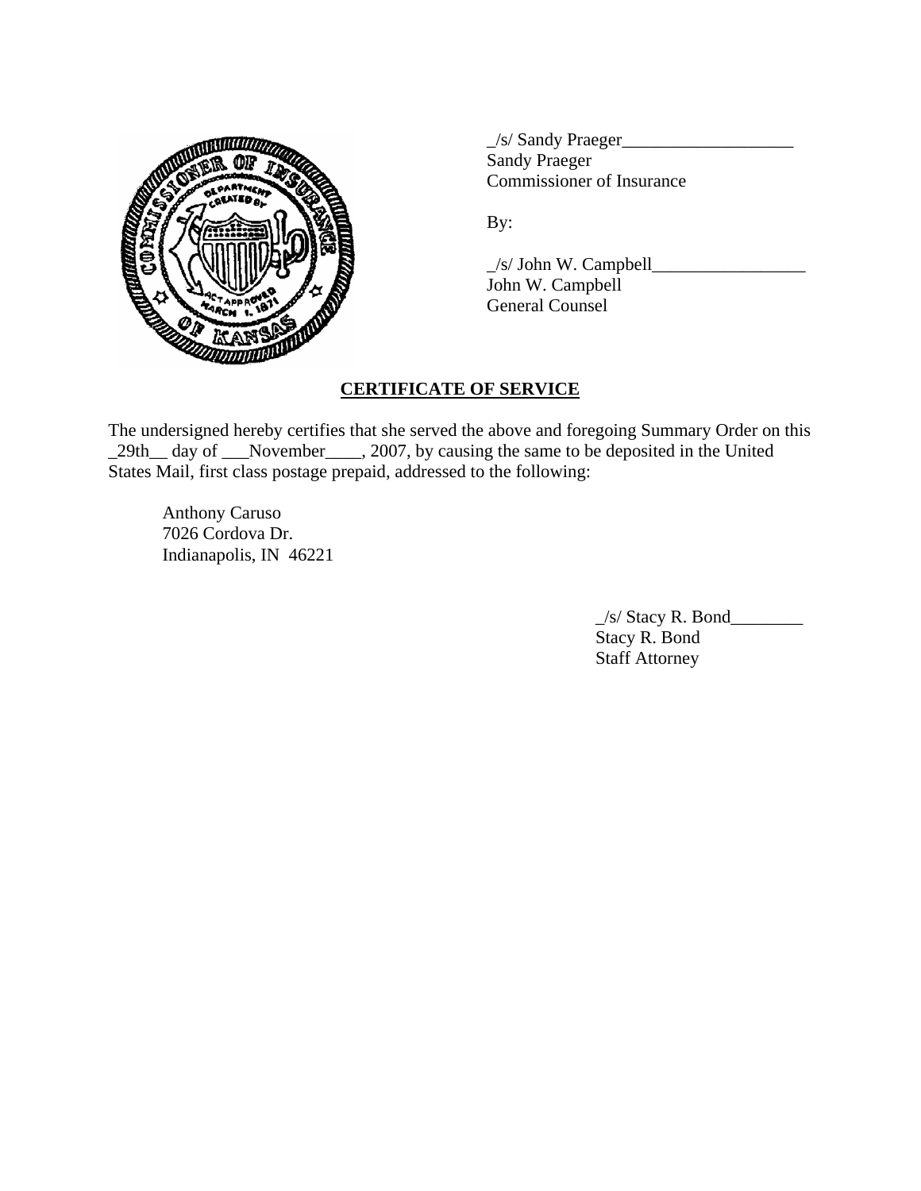_/s/ Sandy Praeger___________________
Sandy Praeger
Commissioner of Insurance

By:

_/s/ John W. Campbell_________________
John W. Campbell
General Counsel

## CERTIFICATE OF SERVICE

The undersigned hereby certifies that she served the above and foregoing Summary Order on this _29th__ day of ___November____, 2007, by causing the same to be deposited in the United States Mail, first class postage prepaid, addressed to the following:

Anthony Caruso
7026 Cordova Dr.
Indianapolis, IN 46221

_/s/ Stacy R. Bond________
Stacy R. Bond
Staff Attorney